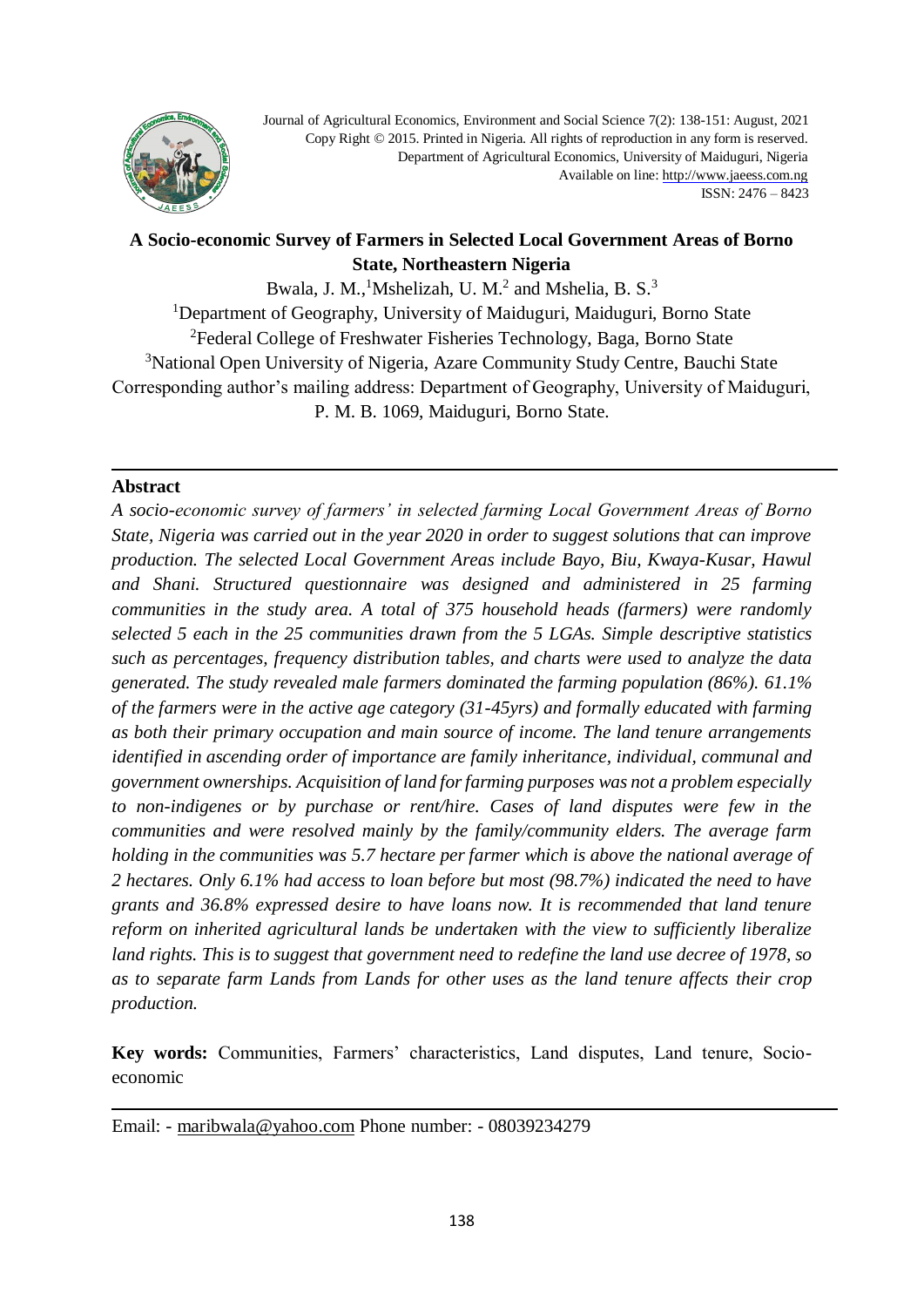# A Socio-economic Survey of Farmers in Selected Local Government Areas of Borno State, Northeastern Nigeria

Bwala, J. M.,[1] Mshelizah, U. M.[2] and Mshelia, B. S.[3]

[1]Department of Geography, University of Maiduguri, Maiduguri, Borno State
[2]Federal College of Freshwater Fisheries Technology, Baga, Borno State
[3]National Open University of Nigeria, Azare Community Study Centre, Bauchi State
Corresponding author's mailing address: Department of Geography, University of Maiduguri, P. M. B. 1069, Maiduguri, Borno State.

## Abstract

*A socio-economic survey of farmers' in selected farming Local Government Areas of Borno State, Nigeria was carried out in the year 2020 in order to suggest solutions that can improve production. The selected Local Government Areas include Bayo, Biu, Kwaya-Kusar, Hawul and Shani. Structured questionnaire was designed and administered in 25 farming communities in the study area. A total of 375 household heads (farmers) were randomly selected 5 each in the 25 communities drawn from the 5 LGAs. Simple descriptive statistics such as percentages, frequency distribution tables, and charts were used to analyze the data generated. The study revealed male farmers dominated the farming population (86%). 61.1% of the farmers were in the active age category (31-45yrs) and formally educated with farming as both their primary occupation and main source of income. The land tenure arrangements identified in ascending order of importance are family inheritance, individual, communal and government ownerships. Acquisition of land for farming purposes was not a problem especially to non-indigenes or by purchase or rent/hire. Cases of land disputes were few in the communities and were resolved mainly by the family/community elders. The average farm holding in the communities was 5.7 hectare per farmer which is above the national average of 2 hectares. Only 6.1% had access to loan before but most (98.7%) indicated the need to have grants and 36.8% expressed desire to have loans now. It is recommended that land tenure reform on inherited agricultural lands be undertaken with the view to sufficiently liberalize land rights. This is to suggest that government need to redefine the land use decree of 1978, so as to separate farm Lands from Lands for other uses as the land tenure affects their crop production.*

**Key words:** Communities, Farmers' characteristics, Land disputes, Land tenure, Socio-economic

---

Email: - maribwala@yahoo.com Phone number: - 08039234279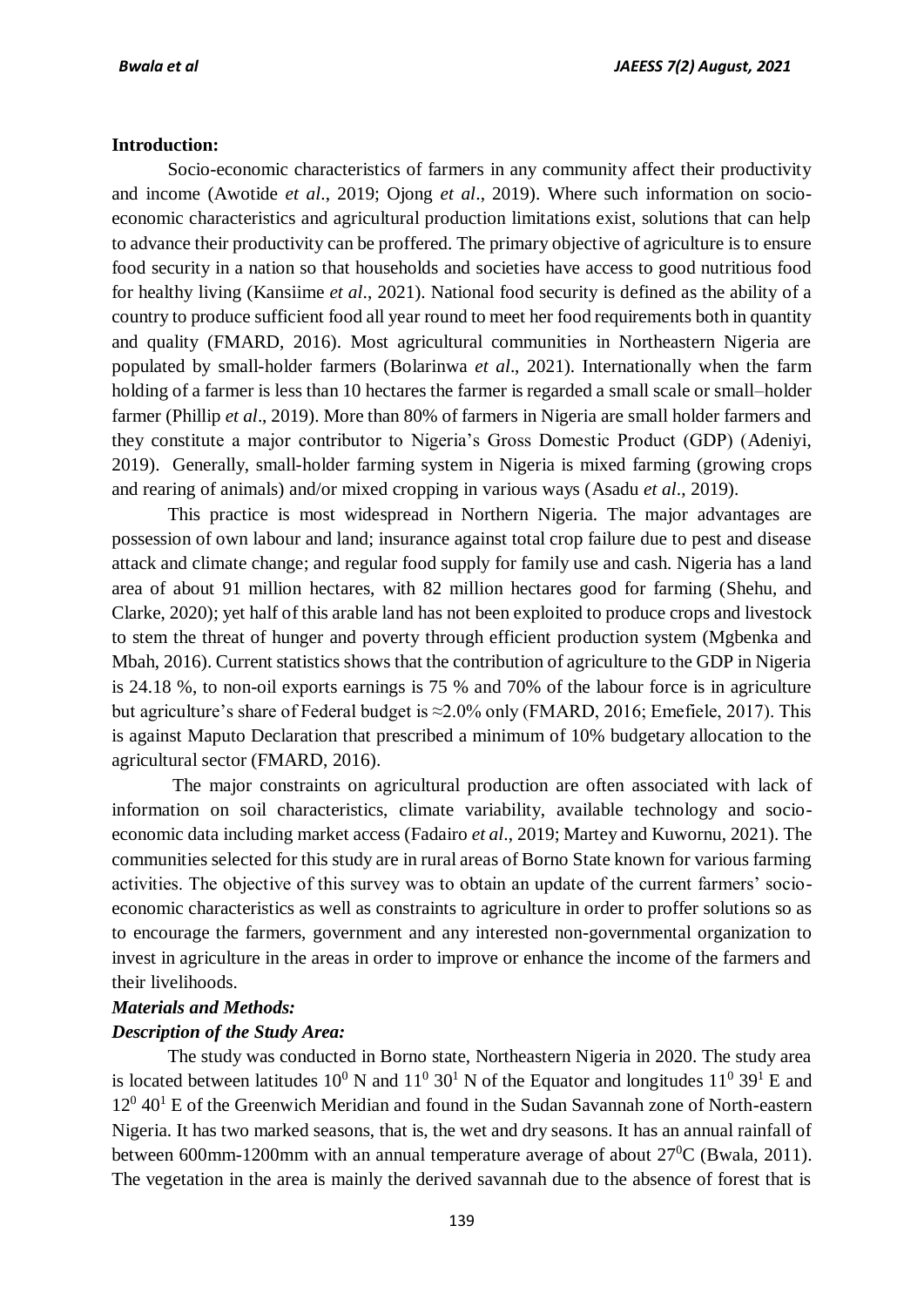## Introduction:

Socio-economic characteristics of farmers in any community affect their productivity and income (Awotide *et al*., 2019; Ojong *et al*., 2019). Where such information on socio-economic characteristics and agricultural production limitations exist, solutions that can help to advance their productivity can be proffered. The primary objective of agriculture is to ensure food security in a nation so that households and societies have access to good nutritious food for healthy living (Kansiime *et al*., 2021). National food security is defined as the ability of a country to produce sufficient food all year round to meet her food requirements both in quantity and quality (FMARD, 2016). Most agricultural communities in Northeastern Nigeria are populated by small-holder farmers (Bolarinwa *et al*., 2021). Internationally when the farm holding of a farmer is less than 10 hectares the farmer is regarded a small scale or small–holder farmer (Phillip *et al*., 2019). More than 80% of farmers in Nigeria are small holder farmers and they constitute a major contributor to Nigeria's Gross Domestic Product (GDP) (Adeniyi, 2019). Generally, small-holder farming system in Nigeria is mixed farming (growing crops and rearing of animals) and/or mixed cropping in various ways (Asadu *et al*., 2019).

This practice is most widespread in Northern Nigeria. The major advantages are possession of own labour and land; insurance against total crop failure due to pest and disease attack and climate change; and regular food supply for family use and cash. Nigeria has a land area of about 91 million hectares, with 82 million hectares good for farming (Shehu, and Clarke, 2020); yet half of this arable land has not been exploited to produce crops and livestock to stem the threat of hunger and poverty through efficient production system (Mgbenka and Mbah, 2016). Current statistics shows that the contribution of agriculture to the GDP in Nigeria is 24.18 %, to non-oil exports earnings is 75 % and 70% of the labour force is in agriculture but agriculture's share of Federal budget is ≈2.0% only (FMARD, 2016; Emefiele, 2017). This is against Maputo Declaration that prescribed a minimum of 10% budgetary allocation to the agricultural sector (FMARD, 2016).

The major constraints on agricultural production are often associated with lack of information on soil characteristics, climate variability, available technology and socio-economic data including market access (Fadairo *et al*., 2019; Martey and Kuwornu, 2021). The communities selected for this study are in rural areas of Borno State known for various farming activities. The objective of this survey was to obtain an update of the current farmers' socio-economic characteristics as well as constraints to agriculture in order to proffer solutions so as to encourage the farmers, government and any interested non-governmental organization to invest in agriculture in the areas in order to improve or enhance the income of the farmers and their livelihoods.

## *Materials and Methods:*

### *Description of the Study Area:*

The study was conducted in Borno state, Northeastern Nigeria in 2020. The study area is located between latitudes $10^0$ N and $11^0$ $30^1$ N of the Equator and longitudes $11^0$ $39^1$ E and $12^0$ $40^1$ E of the Greenwich Meridian and found in the Sudan Savannah zone of North-eastern Nigeria. It has two marked seasons, that is, the wet and dry seasons. It has an annual rainfall of between 600mm-1200mm with an annual temperature average of about $27^0$C (Bwala, 2011). The vegetation in the area is mainly the derived savannah due to the absence of forest that is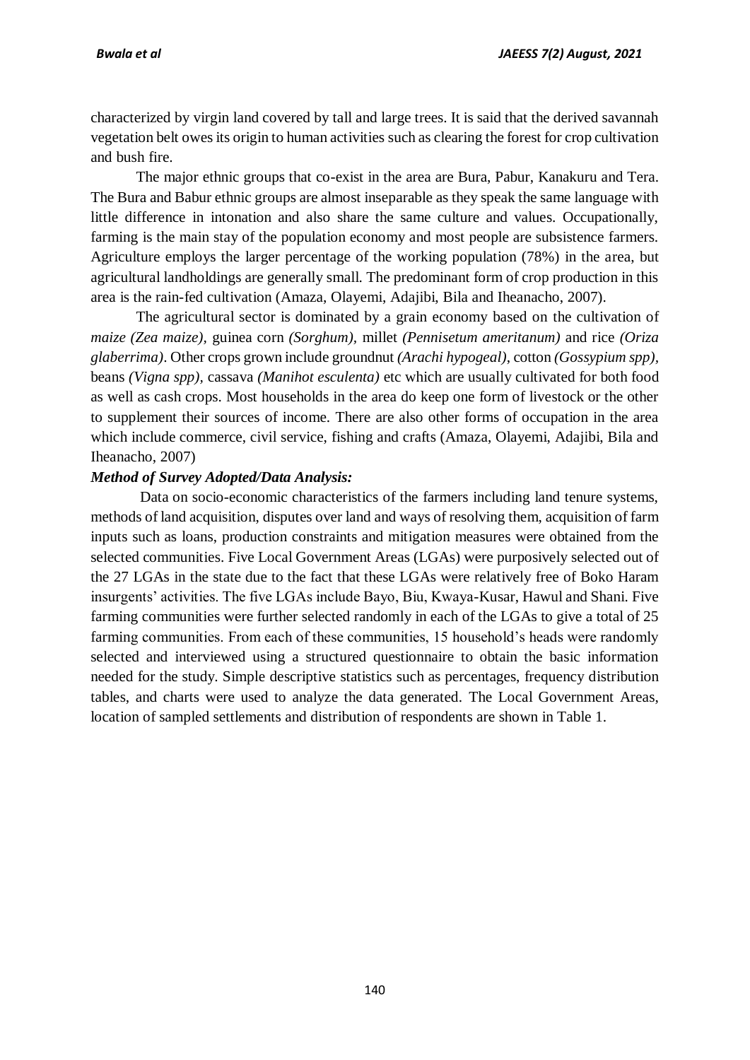characterized by virgin land covered by tall and large trees. It is said that the derived savannah vegetation belt owes its origin to human activities such as clearing the forest for crop cultivation and bush fire.

The major ethnic groups that co-exist in the area are Bura, Pabur, Kanakuru and Tera. The Bura and Babur ethnic groups are almost inseparable as they speak the same language with little difference in intonation and also share the same culture and values. Occupationally, farming is the main stay of the population economy and most people are subsistence farmers. Agriculture employs the larger percentage of the working population (78%) in the area, but agricultural landholdings are generally small. The predominant form of crop production in this area is the rain-fed cultivation (Amaza, Olayemi, Adajibi, Bila and Iheanacho, 2007).

The agricultural sector is dominated by a grain economy based on the cultivation of *maize (Zea maize),* guinea corn *(Sorghum),* millet *(Pennisetum ameritanum)* and rice *(Oriza glaberrima)*. Other crops grown include groundnut *(Arachi hypogeal)*, cotton *(Gossypium spp),* beans *(Vigna spp),* cassava *(Manihot esculenta)* etc which are usually cultivated for both food as well as cash crops. Most households in the area do keep one form of livestock or the other to supplement their sources of income. There are also other forms of occupation in the area which include commerce, civil service, fishing and crafts (Amaza, Olayemi, Adajibi, Bila and Iheanacho, 2007)

***Method of Survey Adopted/Data Analysis:***

Data on socio-economic characteristics of the farmers including land tenure systems, methods of land acquisition, disputes over land and ways of resolving them, acquisition of farm inputs such as loans, production constraints and mitigation measures were obtained from the selected communities. Five Local Government Areas (LGAs) were purposively selected out of the 27 LGAs in the state due to the fact that these LGAs were relatively free of Boko Haram insurgents' activities. The five LGAs include Bayo, Biu, Kwaya-Kusar, Hawul and Shani. Five farming communities were further selected randomly in each of the LGAs to give a total of 25 farming communities. From each of these communities, 15 household's heads were randomly selected and interviewed using a structured questionnaire to obtain the basic information needed for the study. Simple descriptive statistics such as percentages, frequency distribution tables, and charts were used to analyze the data generated. The Local Government Areas, location of sampled settlements and distribution of respondents are shown in Table 1.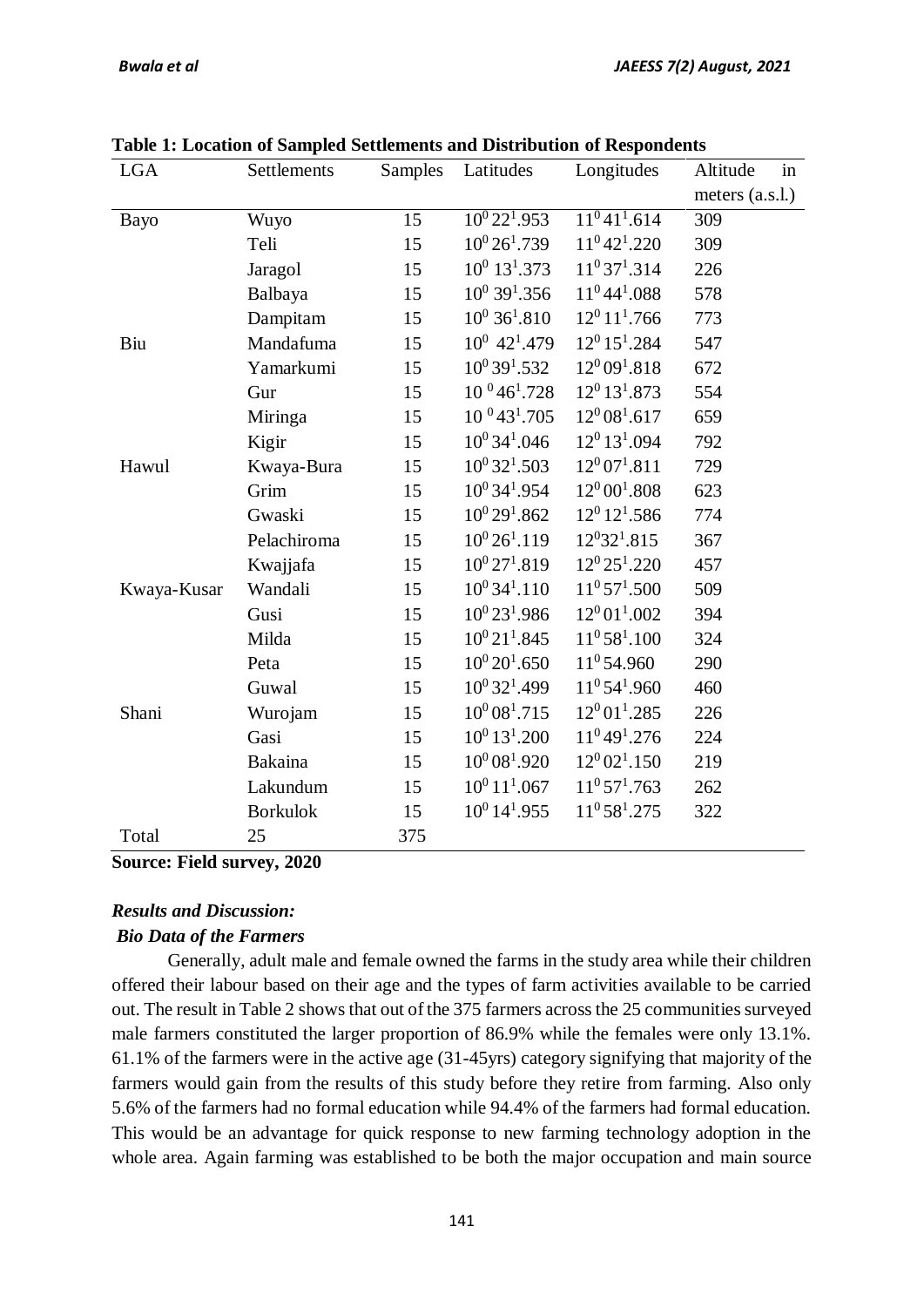**Table 1: Location of Sampled Settlements and Distribution of Respondents**

| LGA | Settlements | Samples | Latitudes | Longitudes | Altitude in meters (a.s.l.) |
|---|---|---|---|---|---|
| Bayo | Wuyo | 15 | $10^0 22^1.953$ | $11^0 41^1.614$ | 309 |
| | Teli | 15 | $10^0 26^1.739$ | $11^0 42^1.220$ | 309 |
| | Jaragol | 15 | $10^0 13^1.373$ | $11^0 37^1.314$ | 226 |
| | Balbaya | 15 | $10^0 39^1.356$ | $11^0 44^1.088$ | 578 |
| | Dampitam | 15 | $10^0 36^1.810$ | $12^0 11^1.766$ | 773 |
| Biu | Mandafuma | 15 | $10^0 42^1.479$ | $12^0 15^1.284$ | 547 |
| | Yamarkumi | 15 | $10^0 39^1.532$ | $12^0 09^1.818$ | 672 |
| | Gur | 15 | $10^0 46^1.728$ | $12^0 13^1.873$ | 554 |
| | Miringa | 15 | $10^0 43^1.705$ | $12^0 08^1.617$ | 659 |
| | Kigir | 15 | $10^0 34^1.046$ | $12^0 13^1.094$ | 792 |
| Hawul | Kwaya-Bura | 15 | $10^0 32^1.503$ | $12^0 07^1.811$ | 729 |
| | Grim | 15 | $10^0 34^1.954$ | $12^0 00^1.808$ | 623 |
| | Gwaski | 15 | $10^0 29^1.862$ | $12^0 12^1.586$ | 774 |
| | Pelachiroma | 15 | $10^0 26^1.119$ | $12^0 32^1.815$ | 367 |
| | Kwajjafa | 15 | $10^0 27^1.819$ | $12^0 25^1.220$ | 457 |
| Kwaya-Kusar | Wandali | 15 | $10^0 34^1.110$ | $11^0 57^1.500$ | 509 |
| | Gusi | 15 | $10^0 23^1.986$ | $12^0 01^1.002$ | 394 |
| | Milda | 15 | $10^0 21^1.845$ | $11^0 58^1.100$ | 324 |
| | Peta | 15 | $10^0 20^1.650$ | $11^0 54.960$ | 290 |
| | Guwal | 15 | $10^0 32^1.499$ | $11^0 54^1.960$ | 460 |
| Shani | Wurojam | 15 | $10^0 08^1.715$ | $12^0 01^1.285$ | 226 |
| | Gasi | 15 | $10^0 13^1.200$ | $11^0 49^1.276$ | 224 |
| | Bakaina | 15 | $10^0 08^1.920$ | $12^0 02^1.150$ | 219 |
| | Lakundum | 15 | $10^0 11^1.067$ | $11^0 57^1.763$ | 262 |
| | Borkulok | 15 | $10^0 14^1.955$ | $11^0 58^1.275$ | 322 |
| Total | 25 | 375 | | | |

**Source: Field survey, 2020**

### *Results and Discussion:*

#### *Bio Data of the Farmers*

Generally, adult male and female owned the farms in the study area while their children offered their labour based on their age and the types of farm activities available to be carried out. The result in Table 2 shows that out of the 375 farmers across the 25 communities surveyed male farmers constituted the larger proportion of 86.9% while the females were only 13.1%. 61.1% of the farmers were in the active age (31-45yrs) category signifying that majority of the farmers would gain from the results of this study before they retire from farming. Also only 5.6% of the farmers had no formal education while 94.4% of the farmers had formal education. This would be an advantage for quick response to new farming technology adoption in the whole area. Again farming was established to be both the major occupation and main source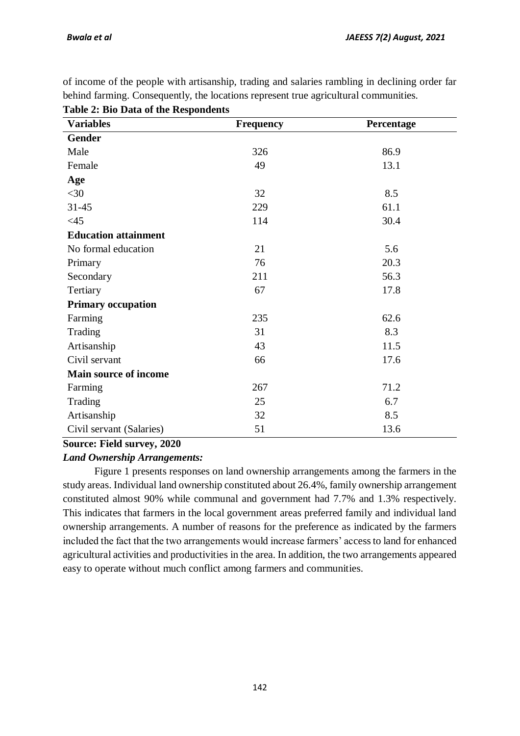of income of the people with artisanship, trading and salaries rambling in declining order far behind farming. Consequently, the locations represent true agricultural communities.

**Table 2: Bio Data of the Respondents**

| Variables | Frequency | Percentage |
|---|---|---|
| **Gender** | | |
| Male | 326 | 86.9 |
| Female | 49 | 13.1 |
| **Age** | | |
| <30 | 32 | 8.5 |
| 31-45 | 229 | 61.1 |
| <45 | 114 | 30.4 |
| **Education attainment** | | |
| No formal education | 21 | 5.6 |
| Primary | 76 | 20.3 |
| Secondary | 211 | 56.3 |
| Tertiary | 67 | 17.8 |
| **Primary occupation** | | |
| Farming | 235 | 62.6 |
| Trading | 31 | 8.3 |
| Artisanship | 43 | 11.5 |
| Civil servant | 66 | 17.6 |
| **Main source of income** | | |
| Farming | 267 | 71.2 |
| Trading | 25 | 6.7 |
| Artisanship | 32 | 8.5 |
| Civil servant (Salaries) | 51 | 13.6 |

**Source: Field survey, 2020**

***Land Ownership Arrangements:***

Figure 1 presents responses on land ownership arrangements among the farmers in the study areas. Individual land ownership constituted about 26.4%, family ownership arrangement constituted almost 90% while communal and government had 7.7% and 1.3% respectively. This indicates that farmers in the local government areas preferred family and individual land ownership arrangements. A number of reasons for the preference as indicated by the farmers included the fact that the two arrangements would increase farmers' access to land for enhanced agricultural activities and productivities in the area. In addition, the two arrangements appeared easy to operate without much conflict among farmers and communities.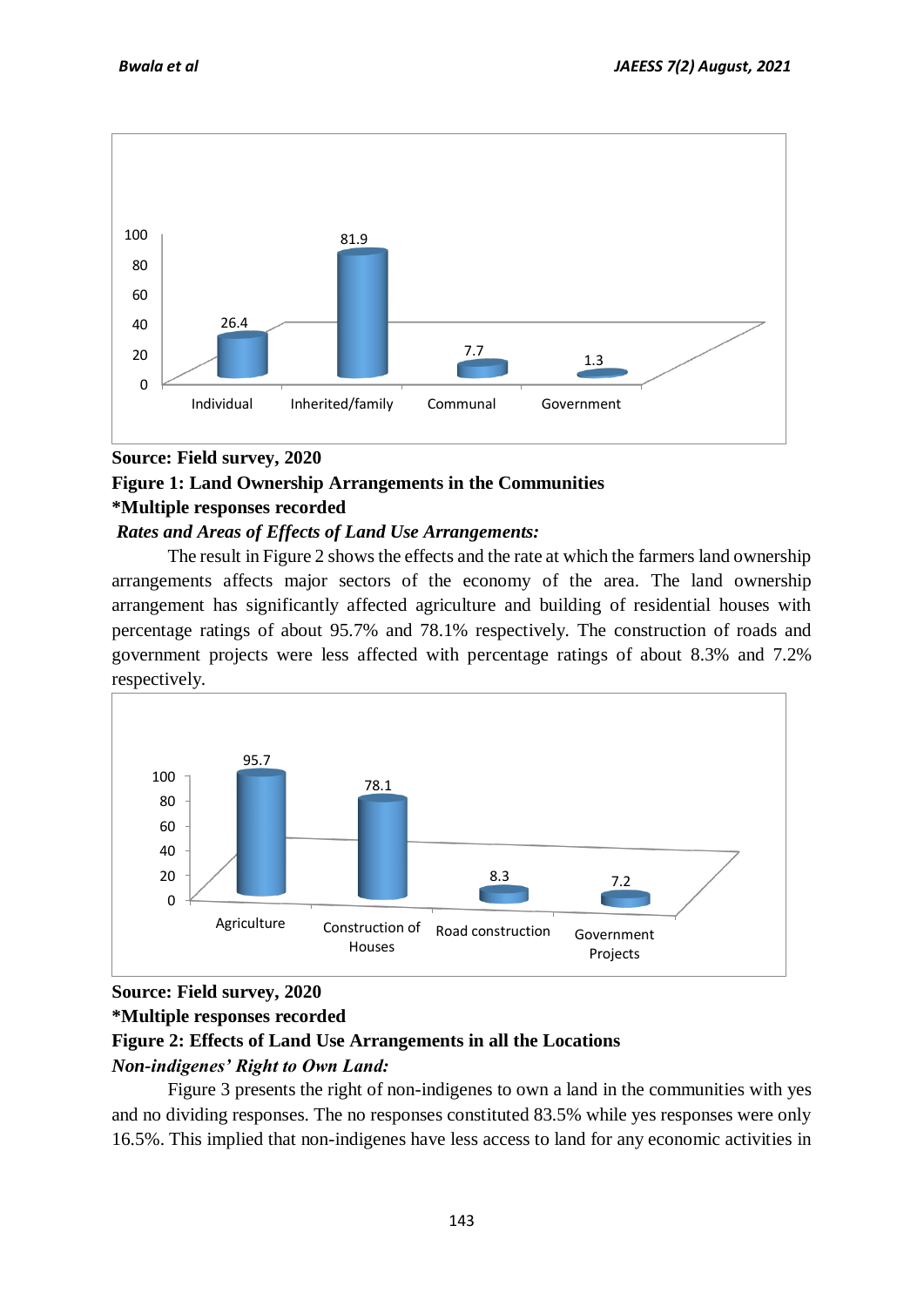**Source: Field survey, 2020**

**Figure 1: Land Ownership Arrangements in the Communities**

**\*Multiple responses recorded**

***Rates and Areas of Effects of Land Use Arrangements:***

The result in Figure 2 shows the effects and the rate at which the farmers land ownership arrangements affects major sectors of the economy of the area. The land ownership arrangement has significantly affected agriculture and building of residential houses with percentage ratings of about 95.7% and 78.1% respectively. The construction of roads and government projects were less affected with percentage ratings of about 8.3% and 7.2% respectively.

**Source: Field survey, 2020**

**\*Multiple responses recorded**

**Figure 2: Effects of Land Use Arrangements in all the Locations**

***Non-indigenes' Right to Own Land:***

Figure 3 presents the right of non-indigenes to own a land in the communities with yes and no dividing responses. The no responses constituted 83.5% while yes responses were only 16.5%. This implied that non-indigenes have less access to land for any economic activities in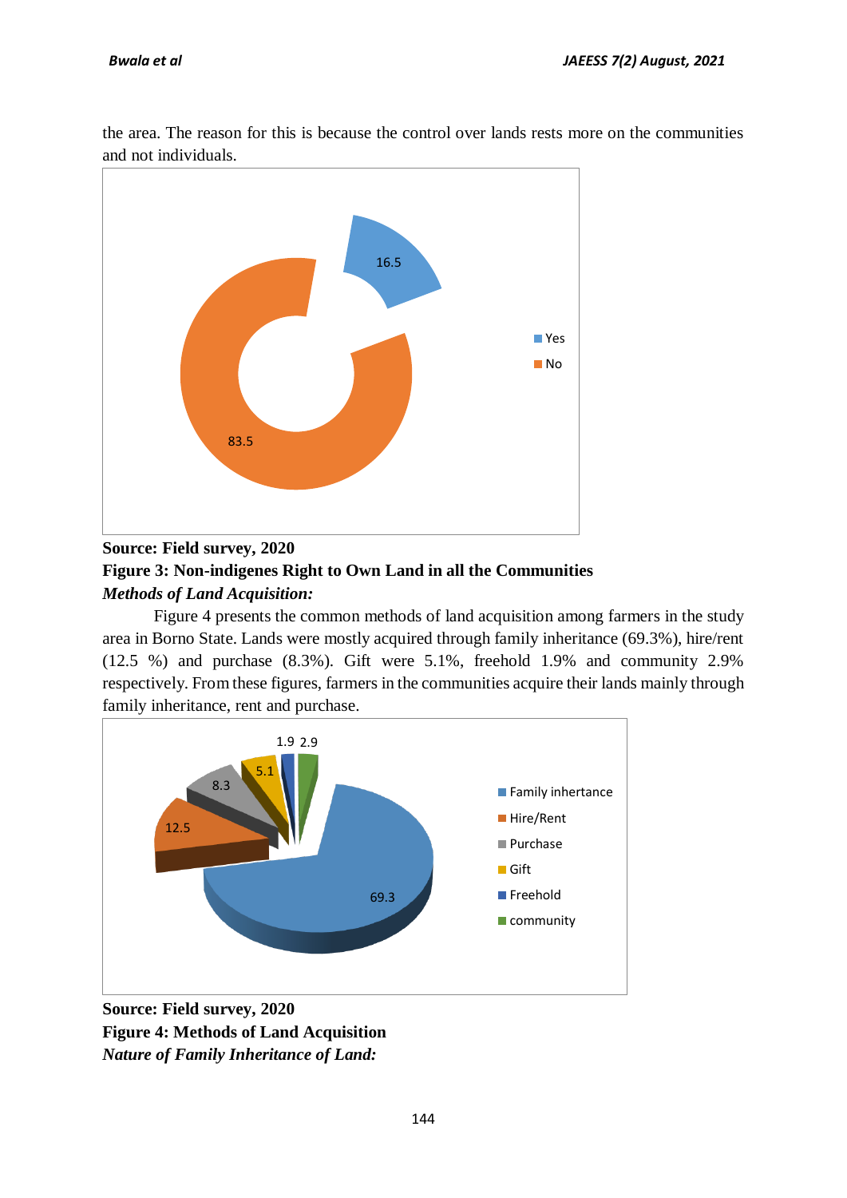the area. The reason for this is because the control over lands rests more on the communities and not individuals.

**Source: Field survey, 2020**

**Figure 3: Non-indigenes Right to Own Land in all the Communities**

***Methods of Land Acquisition:***

Figure 4 presents the common methods of land acquisition among farmers in the study area in Borno State. Lands were mostly acquired through family inheritance (69.3%), hire/rent (12.5 %) and purchase (8.3%). Gift were 5.1%, freehold 1.9% and community 2.9% respectively. From these figures, farmers in the communities acquire their lands mainly through family inheritance, rent and purchase.

**Source: Field survey, 2020**

**Figure 4: Methods of Land Acquisition**

***Nature of Family Inheritance of Land:***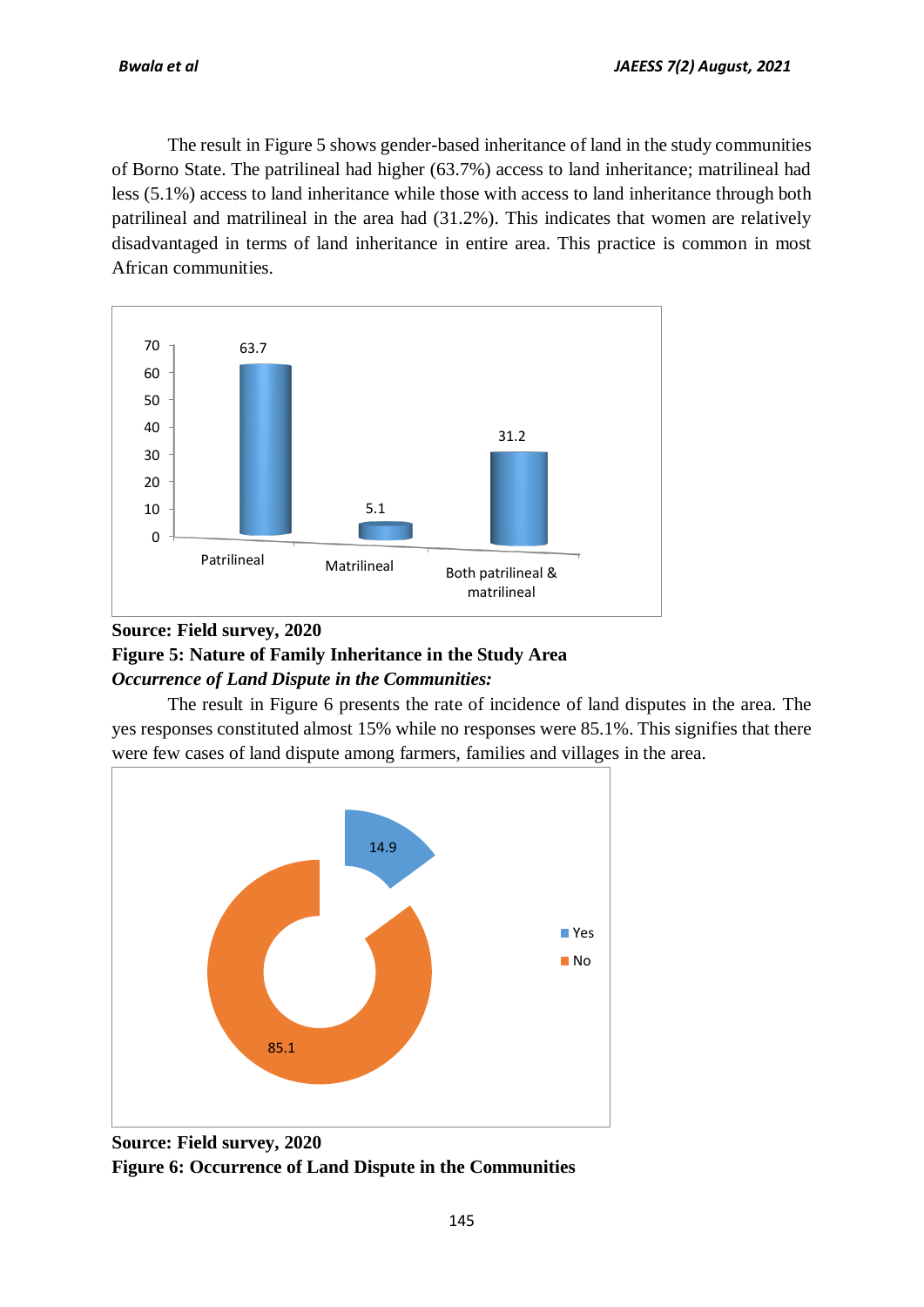The result in Figure 5 shows gender-based inheritance of land in the study communities of Borno State. The patrilineal had higher (63.7%) access to land inheritance; matrilineal had less (5.1%) access to land inheritance while those with access to land inheritance through both patrilineal and matrilineal in the area had (31.2%). This indicates that women are relatively disadvantaged in terms of land inheritance in entire area. This practice is common in most African communities.

**Source: Field survey, 2020**

**Figure 5: Nature of Family Inheritance in the Study Area**

***Occurrence of Land Dispute in the Communities:***

The result in Figure 6 presents the rate of incidence of land disputes in the area. The yes responses constituted almost 15% while no responses were 85.1%. This signifies that there were few cases of land dispute among farmers, families and villages in the area.

**Source: Field survey, 2020**

**Figure 6: Occurrence of Land Dispute in the Communities**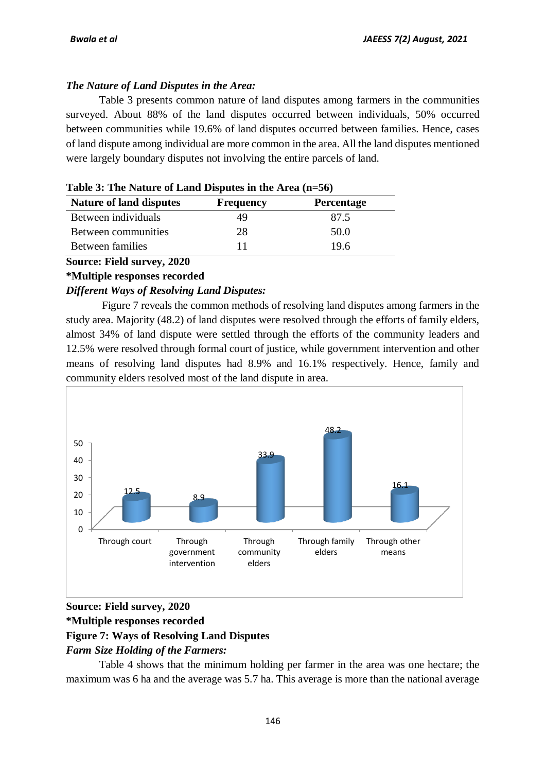### *The Nature of Land Disputes in the Area:*

Table 3 presents common nature of land disputes among farmers in the communities surveyed. About 88% of the land disputes occurred between individuals, 50% occurred between communities while 19.6% of land disputes occurred between families. Hence, cases of land dispute among individual are more common in the area. All the land disputes mentioned were largely boundary disputes not involving the entire parcels of land.

**Table 3: The Nature of Land Disputes in the Area (n=56)**

| Nature of land disputes | Frequency | Percentage |
|---|---|---|
| Between individuals | 49 | 87.5 |
| Between communities | 28 | 50.0 |
| Between families | 11 | 19.6 |

**Source: Field survey, 2020**

**\*Multiple responses recorded**

### *Different Ways of Resolving Land Disputes:*

Figure 7 reveals the common methods of resolving land disputes among farmers in the study area. Majority (48.2) of land disputes were resolved through the efforts of family elders, almost 34% of land dispute were settled through the efforts of the community leaders and 12.5% were resolved through formal court of justice, while government intervention and other means of resolving land disputes had 8.9% and 16.1% respectively. Hence, family and community elders resolved most of the land dispute in area.

| Ways of resolving land disputes | Percentage |
|---|---|
| Through court | 12.5 |
| Through government intervention | 8.9 |
| Through community elders | 33.9 |
| Through family elders | 48.2 |
| Through other means | 16.1 |

**Source: Field survey, 2020**

**\*Multiple responses recorded**

**Figure 7: Ways of Resolving Land Disputes**

### *Farm Size Holding of the Farmers:*

Table 4 shows that the minimum holding per farmer in the area was one hectare; the maximum was 6 ha and the average was 5.7 ha. This average is more than the national average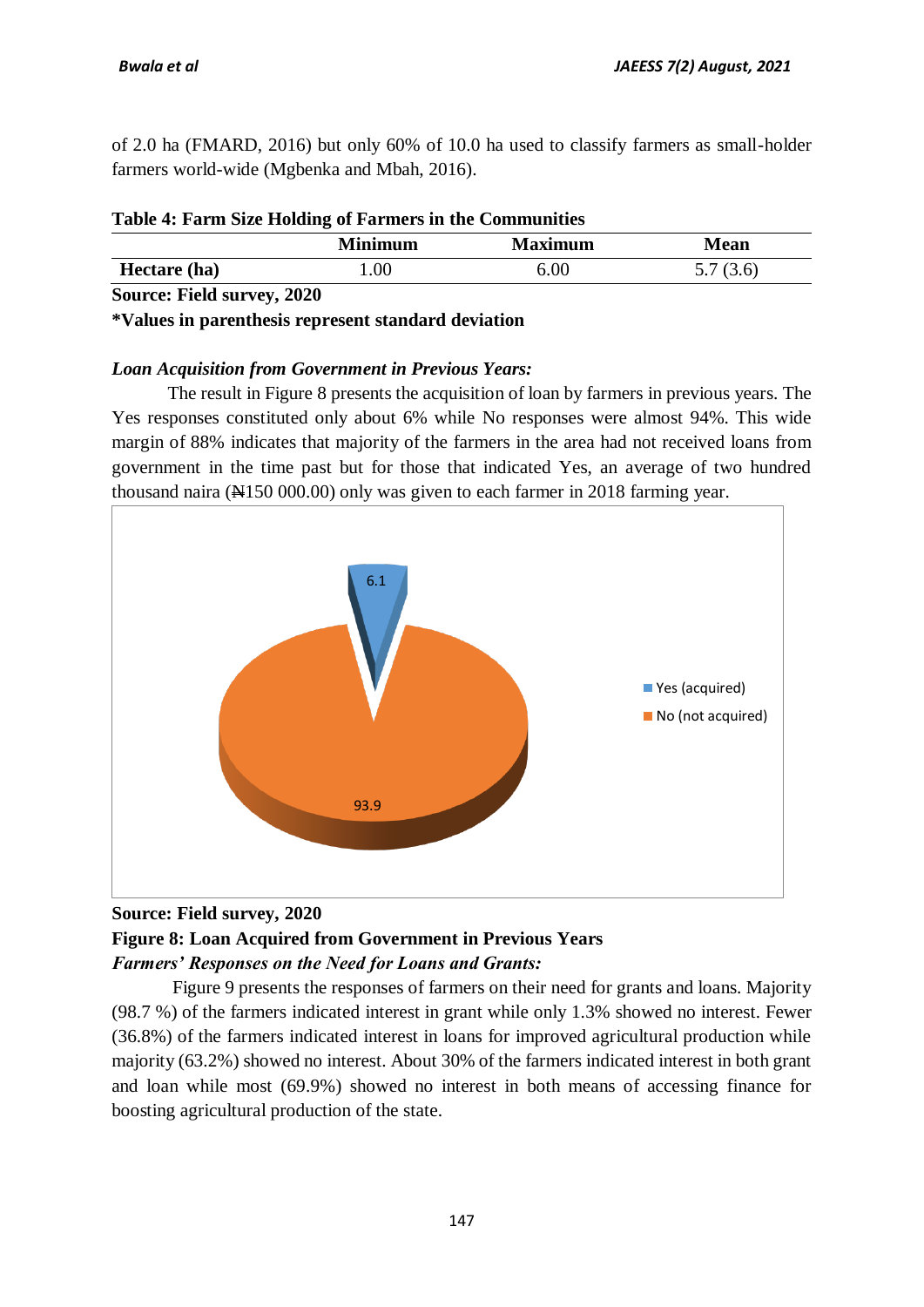of 2.0 ha (FMARD, 2016) but only 60% of 10.0 ha used to classify farmers as small-holder farmers world-wide (Mgbenka and Mbah, 2016).

**Table 4: Farm Size Holding of Farmers in the Communities**

| | Minimum | Maximum | Mean |
|---|---|---|---|
| **Hectare (ha)** | 1.00 | 6.00 | 5.7 (3.6) |

**Source: Field survey, 2020**

***Values in parenthesis represent standard deviation**

***Loan Acquisition from Government in Previous Years:***

The result in Figure 8 presents the acquisition of loan by farmers in previous years. The Yes responses constituted only about 6% while No responses were almost 94%. This wide margin of 88% indicates that majority of the farmers in the area had not received loans from government in the time past but for those that indicated Yes, an average of two hundred thousand naira (₦150 000.00) only was given to each farmer in 2018 farming year.

6.1

93.9

Yes (acquired)

No (not acquired)

**Source: Field survey, 2020**

**Figure 8: Loan Acquired from Government in Previous Years**

***Farmers' Responses on the Need for Loans and Grants:***

Figure 9 presents the responses of farmers on their need for grants and loans. Majority (98.7 %) of the farmers indicated interest in grant while only 1.3% showed no interest. Fewer (36.8%) of the farmers indicated interest in loans for improved agricultural production while majority (63.2%) showed no interest. About 30% of the farmers indicated interest in both grant and loan while most (69.9%) showed no interest in both means of accessing finance for boosting agricultural production of the state.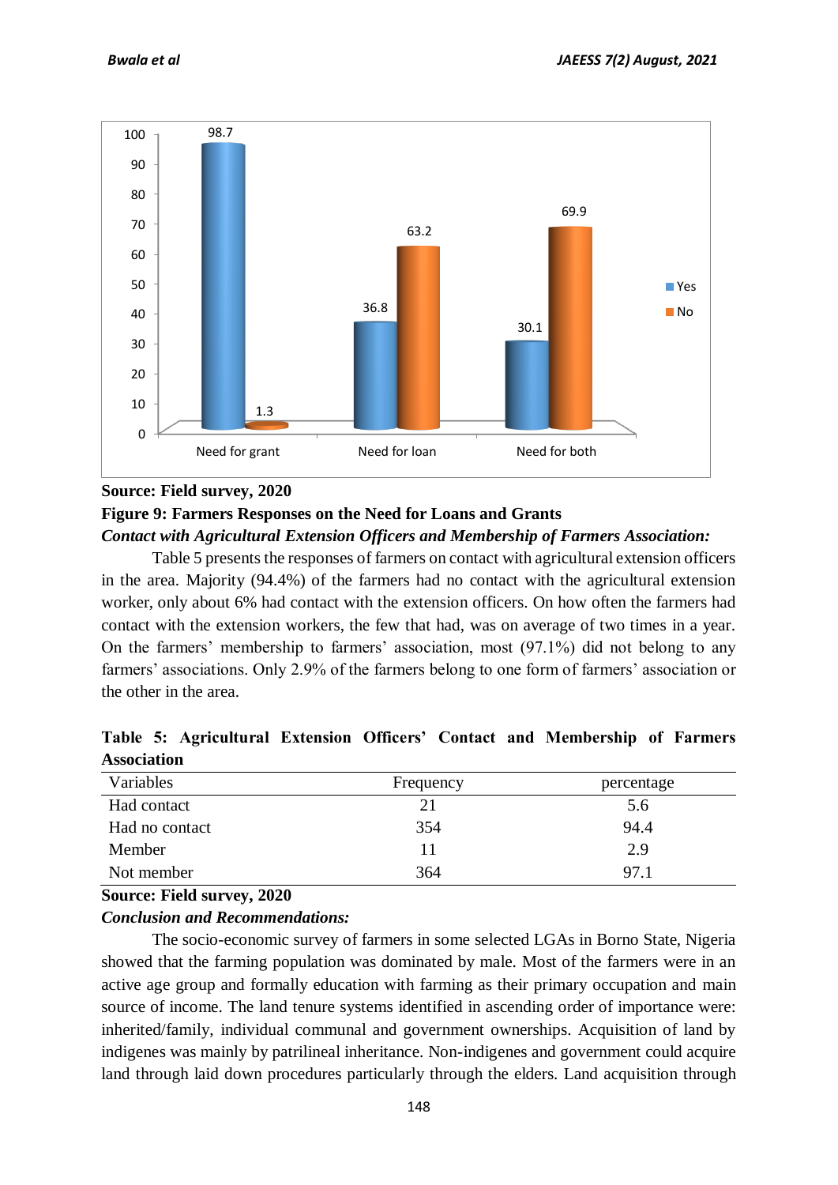Source: Field survey, 2020

**Figure 9: Farmers Responses on the Need for Loans and Grants**

***Contact with Agricultural Extension Officers and Membership of Farmers Association:***

Table 5 presents the responses of farmers on contact with agricultural extension officers in the area. Majority (94.4%) of the farmers had no contact with the agricultural extension worker, only about 6% had contact with the extension officers. On how often the farmers had contact with the extension workers, the few that had, was on average of two times in a year. On the farmers' membership to farmers' association, most (97.1%) did not belong to any farmers' associations. Only 2.9% of the farmers belong to one form of farmers' association or the other in the area.

**Table 5: Agricultural Extension Officers' Contact and Membership of Farmers Association**

| Variables | Frequency | percentage |
|---|---|---|
| Had contact | 21 | 5.6 |
| Had no contact | 354 | 94.4 |
| Member | 11 | 2.9 |
| Not member | 364 | 97.1 |

**Source: Field survey, 2020**

***Conclusion and Recommendations:***

The socio-economic survey of farmers in some selected LGAs in Borno State, Nigeria showed that the farming population was dominated by male. Most of the farmers were in an active age group and formally education with farming as their primary occupation and main source of income. The land tenure systems identified in ascending order of importance were: inherited/family, individual communal and government ownerships. Acquisition of land by indigenes was mainly by patrilineal inheritance. Non-indigenes and government could acquire land through laid down procedures particularly through the elders. Land acquisition through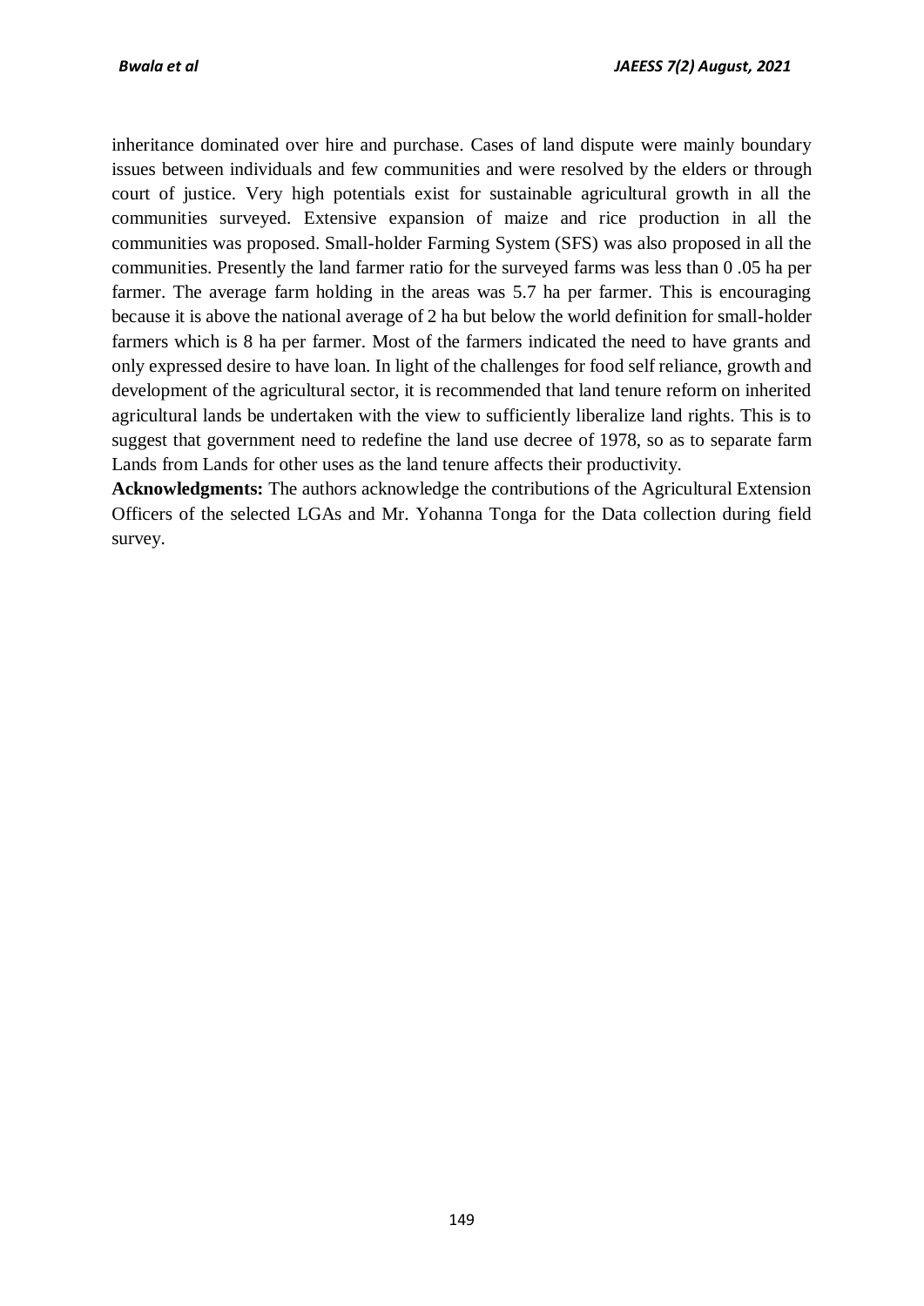inheritance dominated over hire and purchase. Cases of land dispute were mainly boundary issues between individuals and few communities and were resolved by the elders or through court of justice. Very high potentials exist for sustainable agricultural growth in all the communities surveyed. Extensive expansion of maize and rice production in all the communities was proposed. Small-holder Farming System (SFS) was also proposed in all the communities. Presently the land farmer ratio for the surveyed farms was less than 0 .05 ha per farmer. The average farm holding in the areas was 5.7 ha per farmer. This is encouraging because it is above the national average of 2 ha but below the world definition for small-holder farmers which is 8 ha per farmer. Most of the farmers indicated the need to have grants and only expressed desire to have loan. In light of the challenges for food self reliance, growth and development of the agricultural sector, it is recommended that land tenure reform on inherited agricultural lands be undertaken with the view to sufficiently liberalize land rights. This is to suggest that government need to redefine the land use decree of 1978, so as to separate farm Lands from Lands for other uses as the land tenure affects their productivity.

**Acknowledgments:** The authors acknowledge the contributions of the Agricultural Extension Officers of the selected LGAs and Mr. Yohanna Tonga for the Data collection during field survey.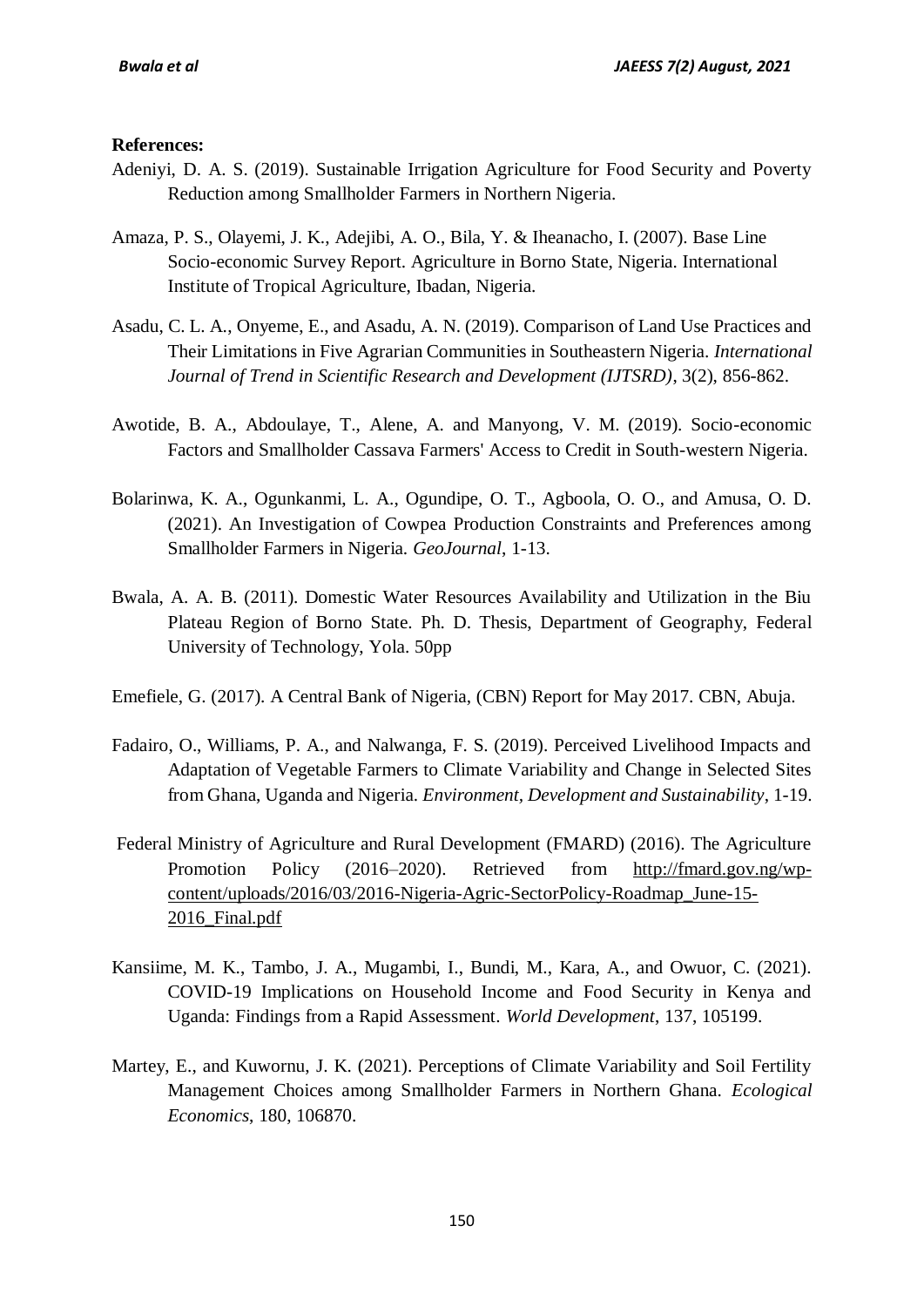**References:**

Adeniyi, D. A. S. (2019). Sustainable Irrigation Agriculture for Food Security and Poverty Reduction among Smallholder Farmers in Northern Nigeria.

Amaza, P. S., Olayemi, J. K., Adejibi, A. O., Bila, Y. & Iheanacho, I. (2007). Base Line Socio-economic Survey Report. Agriculture in Borno State, Nigeria. International Institute of Tropical Agriculture, Ibadan, Nigeria.

Asadu, C. L. A., Onyeme, E., and Asadu, A. N. (2019). Comparison of Land Use Practices and Their Limitations in Five Agrarian Communities in Southeastern Nigeria. *International Journal of Trend in Scientific Research and Development (IJTSRD)*, 3(2), 856-862.

Awotide, B. A., Abdoulaye, T., Alene, A. and Manyong, V. M. (2019). Socio-economic Factors and Smallholder Cassava Farmers' Access to Credit in South-western Nigeria.

Bolarinwa, K. A., Ogunkanmi, L. A., Ogundipe, O. T., Agboola, O. O., and Amusa, O. D. (2021). An Investigation of Cowpea Production Constraints and Preferences among Smallholder Farmers in Nigeria. *GeoJournal*, 1-13.

Bwala, A. A. B. (2011). Domestic Water Resources Availability and Utilization in the Biu Plateau Region of Borno State. Ph. D. Thesis, Department of Geography, Federal University of Technology, Yola. 50pp

Emefiele, G. (2017). A Central Bank of Nigeria, (CBN) Report for May 2017. CBN, Abuja.

Fadairo, O., Williams, P. A., and Nalwanga, F. S. (2019). Perceived Livelihood Impacts and Adaptation of Vegetable Farmers to Climate Variability and Change in Selected Sites from Ghana, Uganda and Nigeria. *Environment, Development and Sustainability*, 1-19.

Federal Ministry of Agriculture and Rural Development (FMARD) (2016). The Agriculture Promotion Policy (2016–2020). Retrieved from http://fmard.gov.ng/wp-content/uploads/2016/03/2016-Nigeria-Agric-SectorPolicy-Roadmap_June-15-2016_Final.pdf

Kansiime, M. K., Tambo, J. A., Mugambi, I., Bundi, M., Kara, A., and Owuor, C. (2021). COVID-19 Implications on Household Income and Food Security in Kenya and Uganda: Findings from a Rapid Assessment. *World Development*, 137, 105199.

Martey, E., and Kuwornu, J. K. (2021). Perceptions of Climate Variability and Soil Fertility Management Choices among Smallholder Farmers in Northern Ghana. *Ecological Economics*, 180, 106870.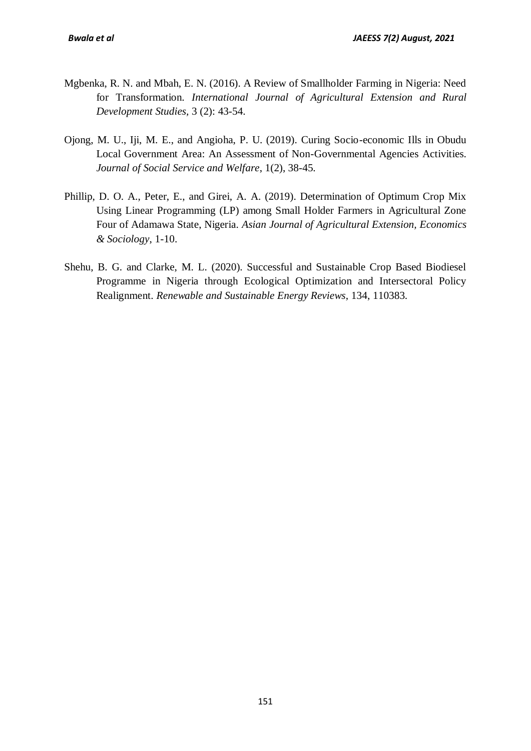Mgbenka, R. N. and Mbah, E. N. (2016). A Review of Smallholder Farming in Nigeria: Need for Transformation. *International Journal of Agricultural Extension and Rural Development Studies,* 3 (2): 43-54.

Ojong, M. U., Iji, M. E., and Angioha, P. U. (2019). Curing Socio-economic Ills in Obudu Local Government Area: An Assessment of Non-Governmental Agencies Activities. *Journal of Social Service and Welfare*, 1(2), 38-45.

Phillip, D. O. A., Peter, E., and Girei, A. A. (2019). Determination of Optimum Crop Mix Using Linear Programming (LP) among Small Holder Farmers in Agricultural Zone Four of Adamawa State, Nigeria. *Asian Journal of Agricultural Extension, Economics & Sociology*, 1-10.

Shehu, B. G. and Clarke, M. L. (2020). Successful and Sustainable Crop Based Biodiesel Programme in Nigeria through Ecological Optimization and Intersectoral Policy Realignment. *Renewable and Sustainable Energy Reviews*, 134, 110383.